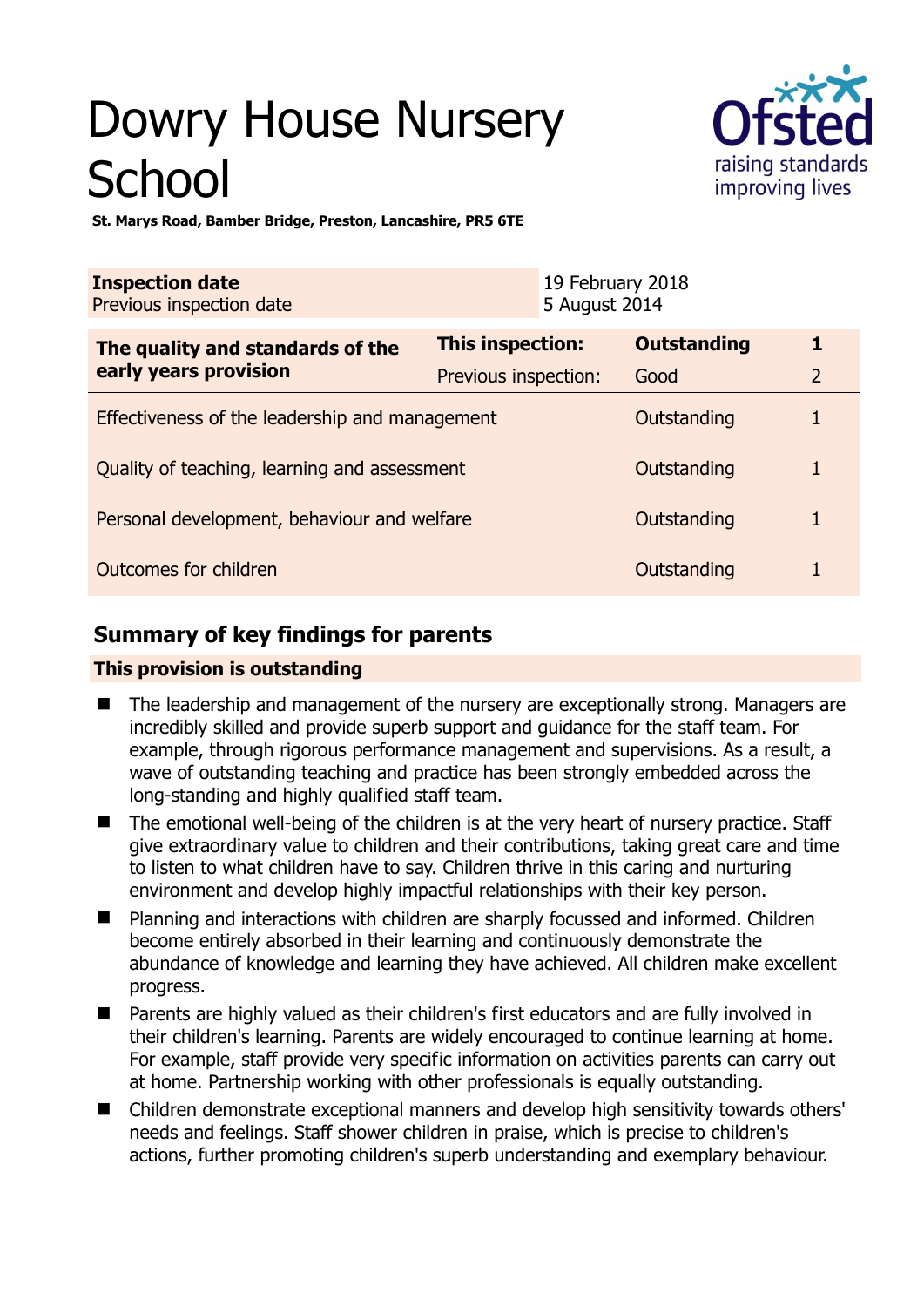# Dowry House Nursery School

**St. Marys Road, Bamber Bridge, Preston, Lancashire, PR5 6TE**

| **Inspection date** | 19 February 2018 |
|---|---|
| Previous inspection date | 5 August 2014 |

| **The quality and standards of the early years provision** | **This inspection:** | **Outstanding** | **1** |
|---|---|---|---|
| | Previous inspection: | Good | 2 |
| Effectiveness of the leadership and management | | Outstanding | 1 |
| Quality of teaching, learning and assessment | | Outstanding | 1 |
| Personal development, behaviour and welfare | | Outstanding | 1 |
| Outcomes for children | | Outstanding | 1 |

## Summary of key findings for parents

**This provision is outstanding**

- The leadership and management of the nursery are exceptionally strong. Managers are incredibly skilled and provide superb support and guidance for the staff team. For example, through rigorous performance management and supervisions. As a result, a wave of outstanding teaching and practice has been strongly embedded across the long-standing and highly qualified staff team.
- The emotional well-being of the children is at the very heart of nursery practice. Staff give extraordinary value to children and their contributions, taking great care and time to listen to what children have to say. Children thrive in this caring and nurturing environment and develop highly impactful relationships with their key person.
- Planning and interactions with children are sharply focussed and informed. Children become entirely absorbed in their learning and continuously demonstrate the abundance of knowledge and learning they have achieved. All children make excellent progress.
- Parents are highly valued as their children's first educators and are fully involved in their children's learning. Parents are widely encouraged to continue learning at home. For example, staff provide very specific information on activities parents can carry out at home. Partnership working with other professionals is equally outstanding.
- Children demonstrate exceptional manners and develop high sensitivity towards others' needs and feelings. Staff shower children in praise, which is precise to children's actions, further promoting children's superb understanding and exemplary behaviour.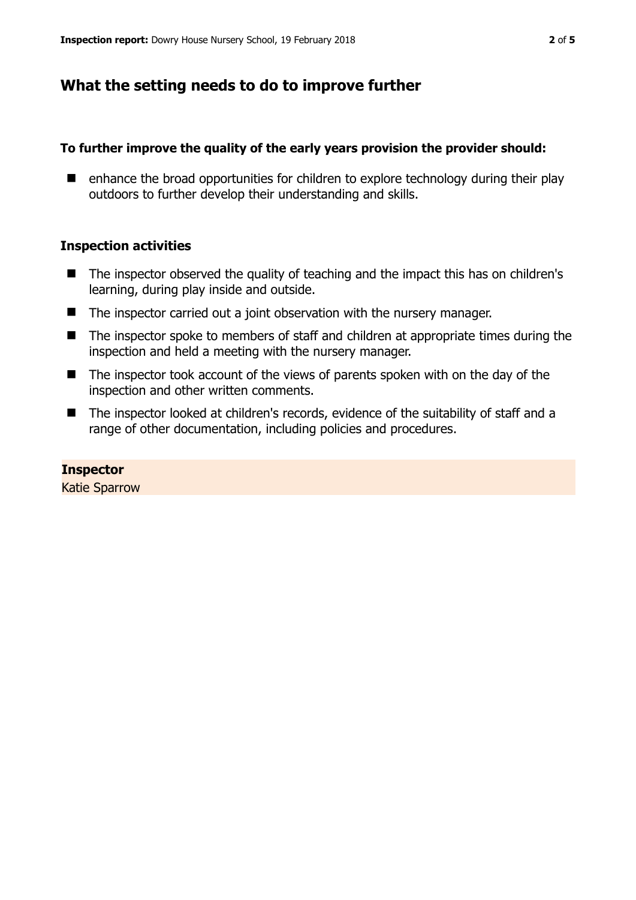## What the setting needs to do to improve further

**To further improve the quality of the early years provision the provider should:**

- enhance the broad opportunities for children to explore technology during their play outdoors to further develop their understanding and skills.

### Inspection activities

- The inspector observed the quality of teaching and the impact this has on children's learning, during play inside and outside.
- The inspector carried out a joint observation with the nursery manager.
- The inspector spoke to members of staff and children at appropriate times during the inspection and held a meeting with the nursery manager.
- The inspector took account of the views of parents spoken with on the day of the inspection and other written comments.
- The inspector looked at children's records, evidence of the suitability of staff and a range of other documentation, including policies and procedures.

**Inspector**
Katie Sparrow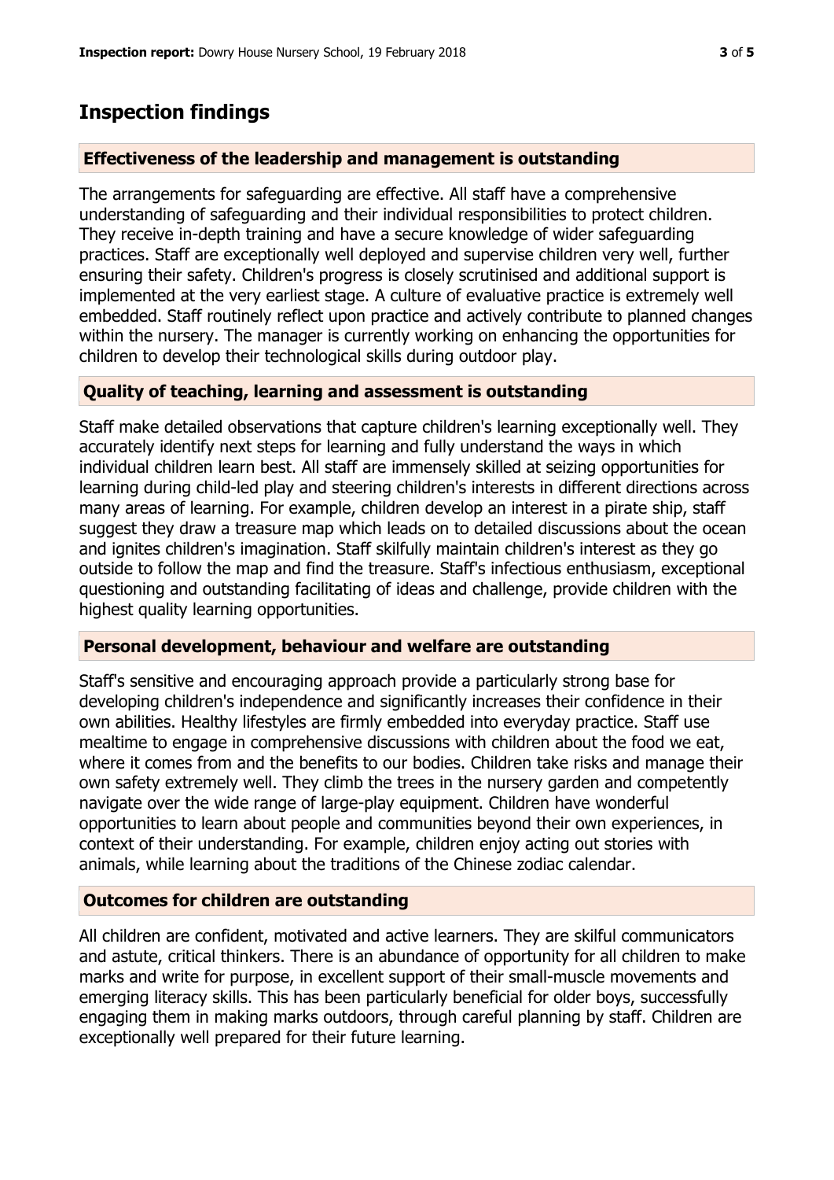## Inspection findings

### Effectiveness of the leadership and management is outstanding

The arrangements for safeguarding are effective. All staff have a comprehensive understanding of safeguarding and their individual responsibilities to protect children. They receive in-depth training and have a secure knowledge of wider safeguarding practices. Staff are exceptionally well deployed and supervise children very well, further ensuring their safety. Children's progress is closely scrutinised and additional support is implemented at the very earliest stage. A culture of evaluative practice is extremely well embedded. Staff routinely reflect upon practice and actively contribute to planned changes within the nursery. The manager is currently working on enhancing the opportunities for children to develop their technological skills during outdoor play.

### Quality of teaching, learning and assessment is outstanding

Staff make detailed observations that capture children's learning exceptionally well. They accurately identify next steps for learning and fully understand the ways in which individual children learn best. All staff are immensely skilled at seizing opportunities for learning during child-led play and steering children's interests in different directions across many areas of learning. For example, children develop an interest in a pirate ship, staff suggest they draw a treasure map which leads on to detailed discussions about the ocean and ignites children's imagination. Staff skilfully maintain children's interest as they go outside to follow the map and find the treasure. Staff's infectious enthusiasm, exceptional questioning and outstanding facilitating of ideas and challenge, provide children with the highest quality learning opportunities.

### Personal development, behaviour and welfare are outstanding

Staff's sensitive and encouraging approach provide a particularly strong base for developing children's independence and significantly increases their confidence in their own abilities. Healthy lifestyles are firmly embedded into everyday practice. Staff use mealtime to engage in comprehensive discussions with children about the food we eat, where it comes from and the benefits to our bodies. Children take risks and manage their own safety extremely well. They climb the trees in the nursery garden and competently navigate over the wide range of large-play equipment. Children have wonderful opportunities to learn about people and communities beyond their own experiences, in context of their understanding. For example, children enjoy acting out stories with animals, while learning about the traditions of the Chinese zodiac calendar.

### Outcomes for children are outstanding

All children are confident, motivated and active learners. They are skilful communicators and astute, critical thinkers. There is an abundance of opportunity for all children to make marks and write for purpose, in excellent support of their small-muscle movements and emerging literacy skills. This has been particularly beneficial for older boys, successfully engaging them in making marks outdoors, through careful planning by staff. Children are exceptionally well prepared for their future learning.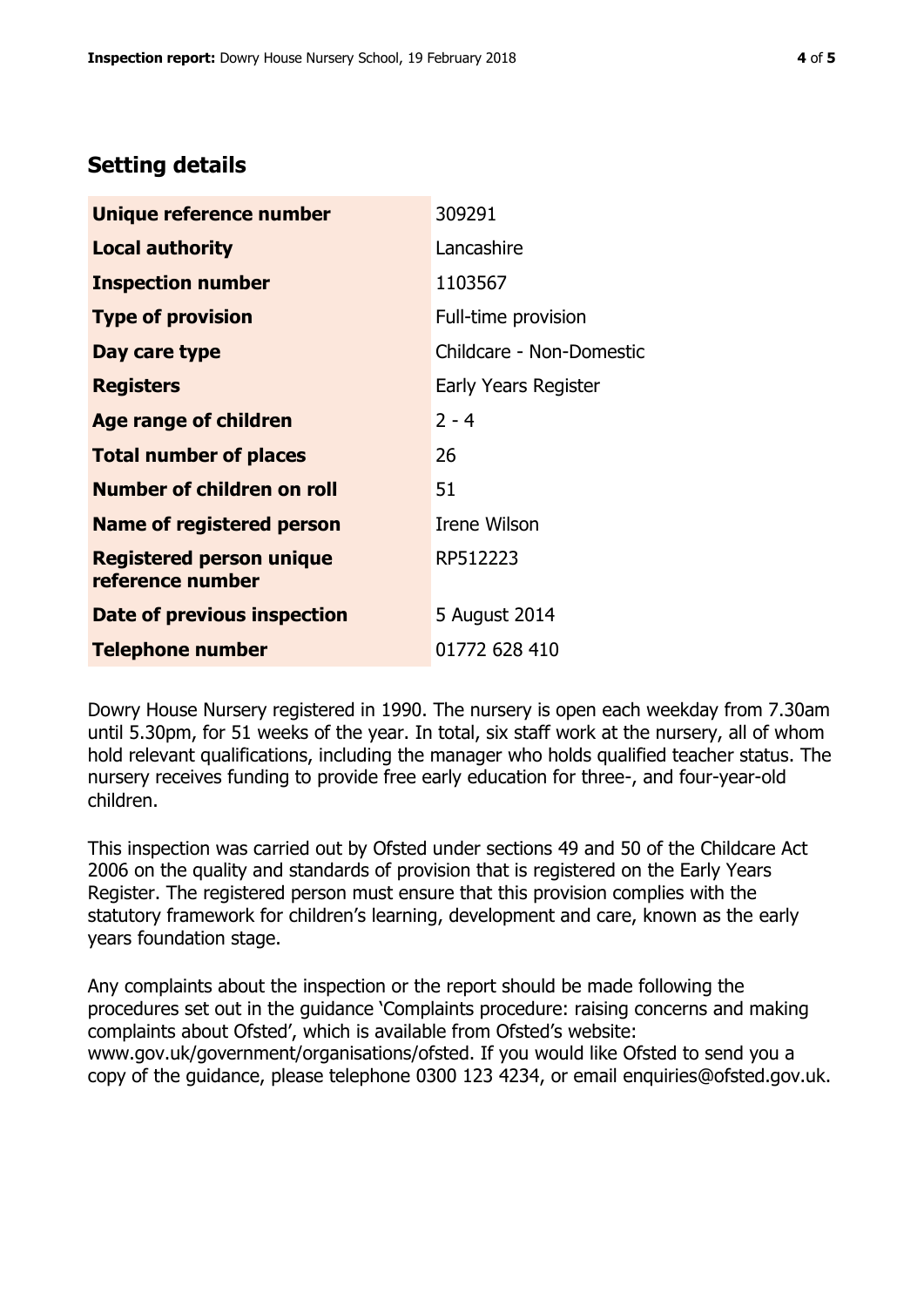## Setting details

| | |
|---|---|
| **Unique reference number** | 309291 |
| **Local authority** | Lancashire |
| **Inspection number** | 1103567 |
| **Type of provision** | Full-time provision |
| **Day care type** | Childcare - Non-Domestic |
| **Registers** | Early Years Register |
| **Age range of children** | 2 - 4 |
| **Total number of places** | 26 |
| **Number of children on roll** | 51 |
| **Name of registered person** | Irene Wilson |
| **Registered person unique reference number** | RP512223 |
| **Date of previous inspection** | 5 August 2014 |
| **Telephone number** | 01772 628 410 |

Dowry House Nursery registered in 1990. The nursery is open each weekday from 7.30am until 5.30pm, for 51 weeks of the year. In total, six staff work at the nursery, all of whom hold relevant qualifications, including the manager who holds qualified teacher status. The nursery receives funding to provide free early education for three-, and four-year-old children.

This inspection was carried out by Ofsted under sections 49 and 50 of the Childcare Act 2006 on the quality and standards of provision that is registered on the Early Years Register. The registered person must ensure that this provision complies with the statutory framework for children's learning, development and care, known as the early years foundation stage.

Any complaints about the inspection or the report should be made following the procedures set out in the guidance 'Complaints procedure: raising concerns and making complaints about Ofsted', which is available from Ofsted's website: www.gov.uk/government/organisations/ofsted. If you would like Ofsted to send you a copy of the guidance, please telephone 0300 123 4234, or email enquiries@ofsted.gov.uk.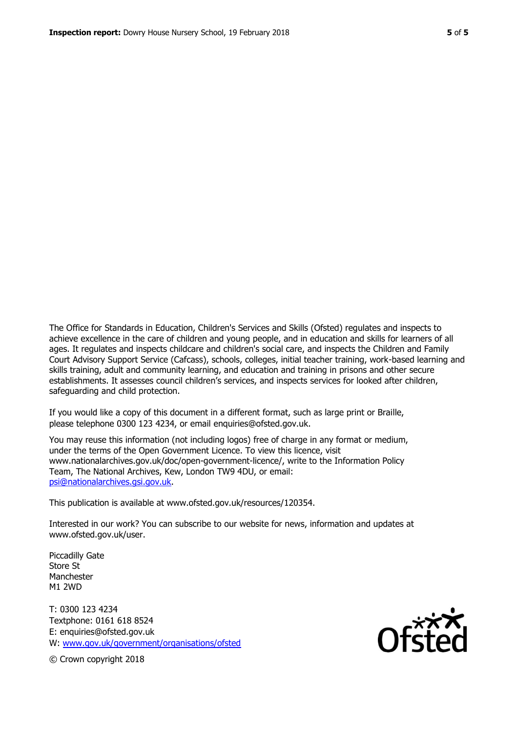The Office for Standards in Education, Children's Services and Skills (Ofsted) regulates and inspects to achieve excellence in the care of children and young people, and in education and skills for learners of all ages. It regulates and inspects childcare and children's social care, and inspects the Children and Family Court Advisory Support Service (Cafcass), schools, colleges, initial teacher training, work-based learning and skills training, adult and community learning, and education and training in prisons and other secure establishments. It assesses council children's services, and inspects services for looked after children, safeguarding and child protection.

If you would like a copy of this document in a different format, such as large print or Braille, please telephone 0300 123 4234, or email enquiries@ofsted.gov.uk.

You may reuse this information (not including logos) free of charge in any format or medium, under the terms of the Open Government Licence. To view this licence, visit www.nationalarchives.gov.uk/doc/open-government-licence/, write to the Information Policy Team, The National Archives, Kew, London TW9 4DU, or email: psi@nationalarchives.gsi.gov.uk.

This publication is available at www.ofsted.gov.uk/resources/120354.

Interested in our work? You can subscribe to our website for news, information and updates at www.ofsted.gov.uk/user.

Piccadilly Gate
Store St
Manchester
M1 2WD

T: 0300 123 4234
Textphone: 0161 618 8524
E: enquiries@ofsted.gov.uk
W: www.gov.uk/government/organisations/ofsted

© Crown copyright 2018

Ofsted